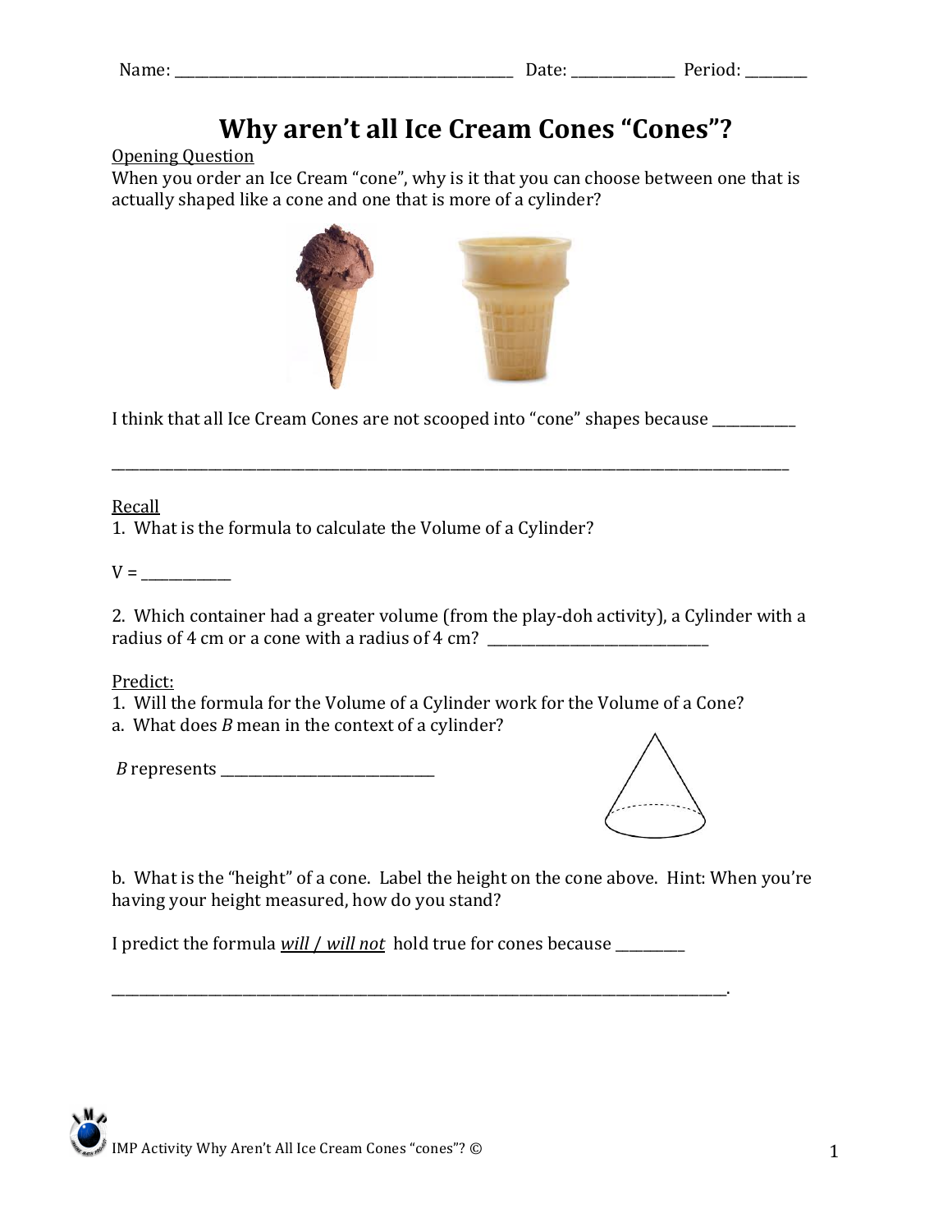Name: ______________________________________ Date: ____________ Period: ________

# Why aren't all Ice Cream Cones "Cones"?

Opening Question

When you order an Ice Cream "cone", why is it that you can choose between one that is actually shaped like a cone and one that is more of a cylinder?

I think that all Ice Cream Cones are not scooped into "cone" shapes because ___________

_____________________________________________________________________________________

Recall

1. What is the formula to calculate the Volume of a Cylinder?

V = ___________

2. Which container had a greater volume (from the play-doh activity), a Cylinder with a radius of 4 cm or a cone with a radius of 4 cm? ____________________________

Predict:

1. Will the formula for the Volume of a Cylinder work for the Volume of a Cone?

a. What does *B* mean in the context of a cylinder?

*B* represents ____________________________

b. What is the "height" of a cone. Label the height on the cone above. Hint: When you're having your height measured, how do you stand?

I predict the formula *will / will not* hold true for cones because _________

______________________________________________________________________________.

IMP Activity Why Aren't All Ice Cream Cones "cones"? ©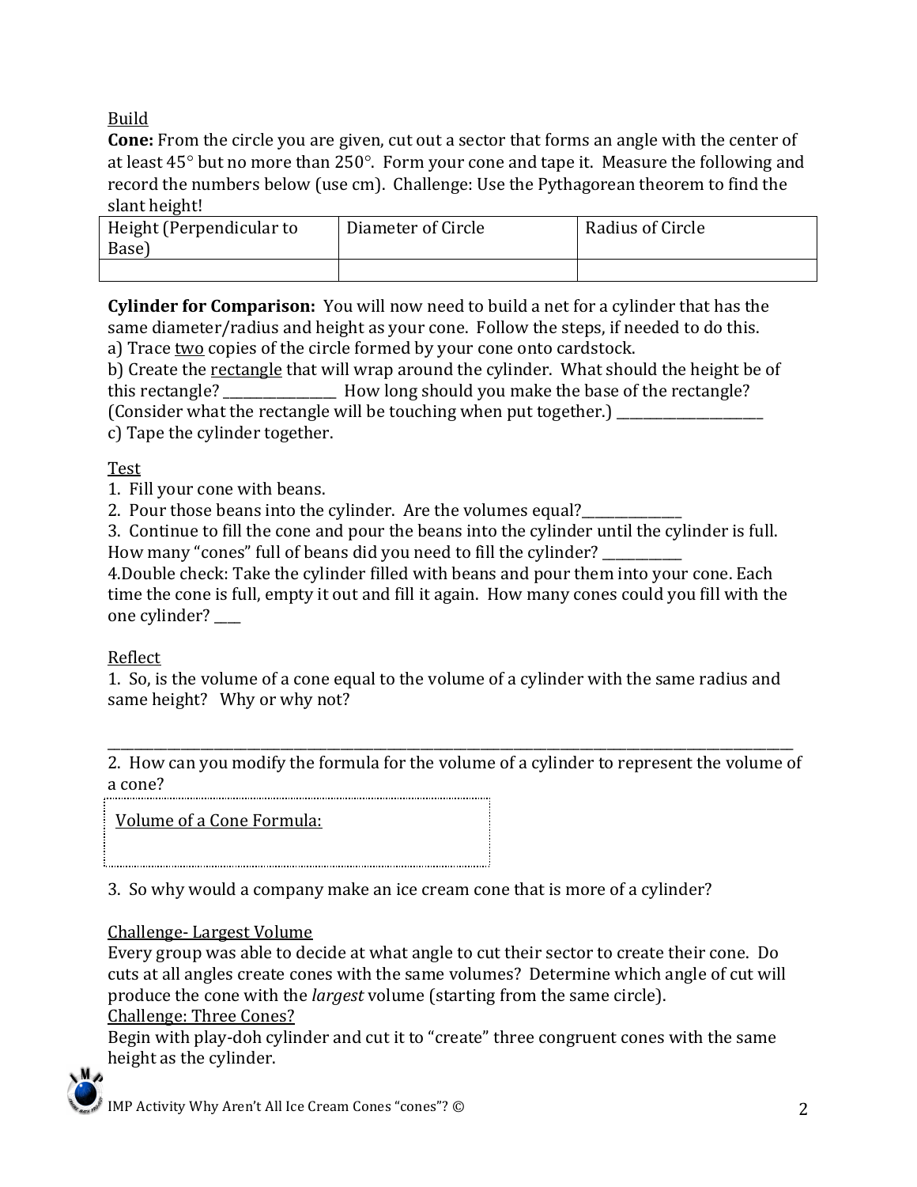Build

**Cone:** From the circle you are given, cut out a sector that forms an angle with the center of at least 45° but no more than 250°. Form your cone and tape it. Measure the following and record the numbers below (use cm). Challenge: Use the Pythagorean theorem to find the slant height!

| Height (Perpendicular to Base) | Diameter of Circle | Radius of Circle |
|---|---|---|
| | | |

**Cylinder for Comparison:** You will now need to build a net for a cylinder that has the same diameter/radius and height as your cone. Follow the steps, if needed to do this.

a) Trace <u>two</u> copies of the circle formed by your cone onto cardstock.

b) Create the <u>rectangle</u> that will wrap around the cylinder. What should the height be of this rectangle? ________________ How long should you make the base of the rectangle? (Consider what the rectangle will be touching when put together.) ______________________

c) Tape the cylinder together.

Test

1. Fill your cone with beans.
2. Pour those beans into the cylinder. Are the volumes equal?_______________
3. Continue to fill the cone and pour the beans into the cylinder until the cylinder is full. How many "cones" full of beans did you need to fill the cylinder? ____________
4. Double check: Take the cylinder filled with beans and pour them into your cone. Each time the cone is full, empty it out and fill it again. How many cones could you fill with the one cylinder? ____

Reflect

1. So, is the volume of a cone equal to the volume of a cylinder with the same radius and same height? Why or why not?

_____________________________________________________________________________________

2. How can you modify the formula for the volume of a cylinder to represent the volume of a cone?

<u>Volume of a Cone Formula:</u>

3. So why would a company make an ice cream cone that is more of a cylinder?

Challenge- Largest Volume

Every group was able to decide at what angle to cut their sector to create their cone. Do cuts at all angles create cones with the same volumes? Determine which angle of cut will produce the cone with the *largest* volume (starting from the same circle).

Challenge: Three Cones?

Begin with play-doh cylinder and cut it to "create" three congruent cones with the same height as the cylinder.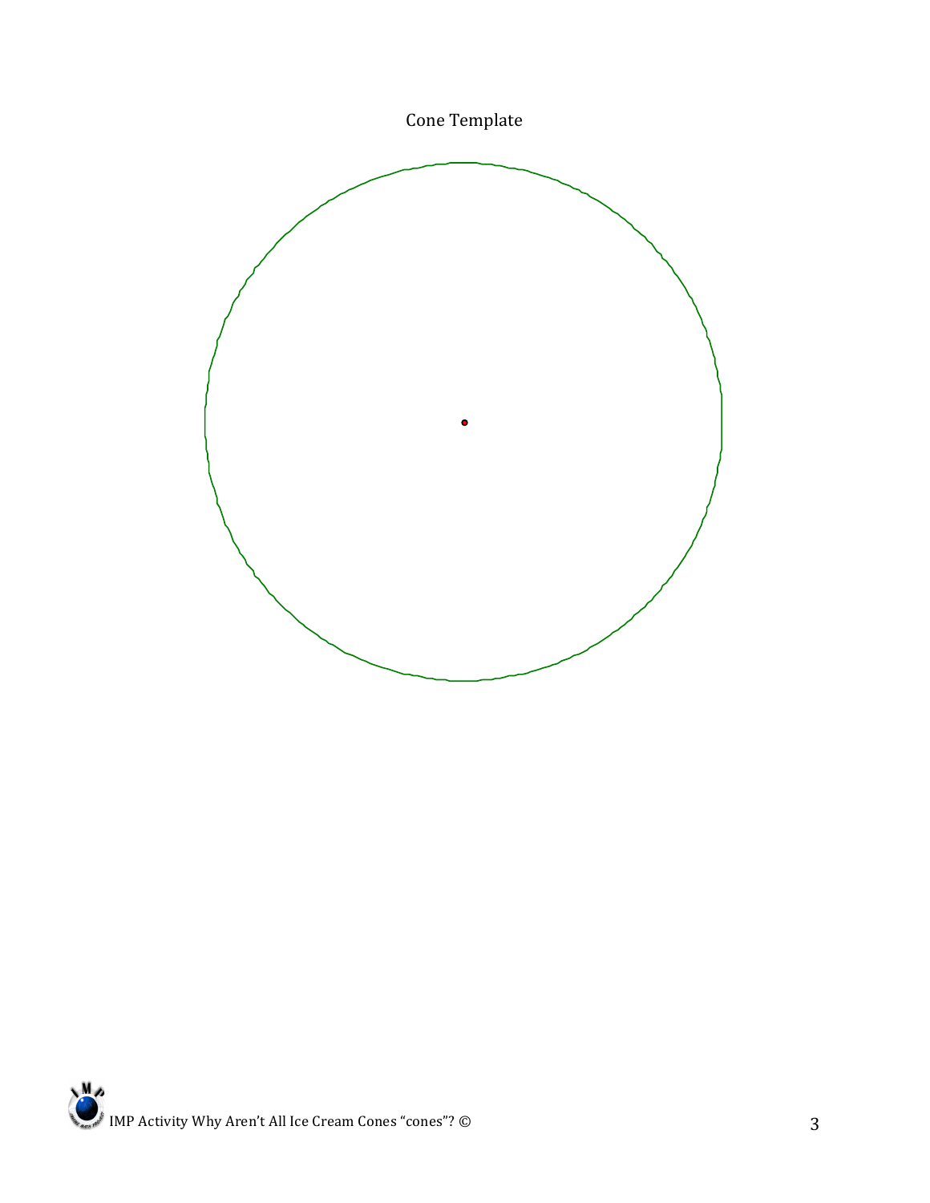Cone Template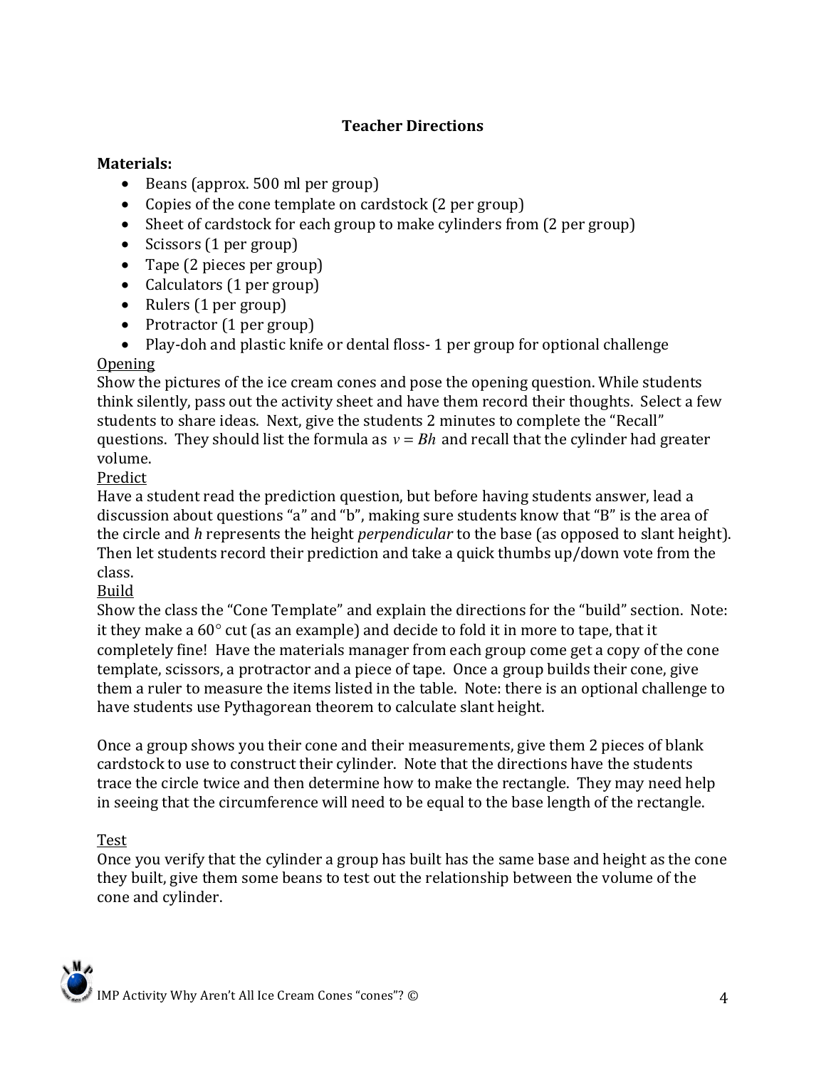## Teacher Directions

**Materials:**

- Beans (approx. 500 ml per group)
- Copies of the cone template on cardstock (2 per group)
- Sheet of cardstock for each group to make cylinders from (2 per group)
- Scissors (1 per group)
- Tape (2 pieces per group)
- Calculators (1 per group)
- Rulers (1 per group)
- Protractor (1 per group)
- Play-doh and plastic knife or dental floss- 1 per group for optional challenge

Opening

Show the pictures of the ice cream cones and pose the opening question. While students think silently, pass out the activity sheet and have them record their thoughts. Select a few students to share ideas. Next, give the students 2 minutes to complete the "Recall" questions. They should list the formula as $v = Bh$ and recall that the cylinder had greater volume.

Predict

Have a student read the prediction question, but before having students answer, lead a discussion about questions "a" and "b", making sure students know that "B" is the area of the circle and *h* represents the height *perpendicular* to the base (as opposed to slant height). Then let students record their prediction and take a quick thumbs up/down vote from the class.

Build

Show the class the "Cone Template" and explain the directions for the "build" section. Note: it they make a $60^\circ$ cut (as an example) and decide to fold it in more to tape, that it completely fine! Have the materials manager from each group come get a copy of the cone template, scissors, a protractor and a piece of tape. Once a group builds their cone, give them a ruler to measure the items listed in the table. Note: there is an optional challenge to have students use Pythagorean theorem to calculate slant height.

Once a group shows you their cone and their measurements, give them 2 pieces of blank cardstock to use to construct their cylinder. Note that the directions have the students trace the circle twice and then determine how to make the rectangle. They may need help in seeing that the circumference will need to be equal to the base length of the rectangle.

Test

Once you verify that the cylinder a group has built has the same base and height as the cone they built, give them some beans to test out the relationship between the volume of the cone and cylinder.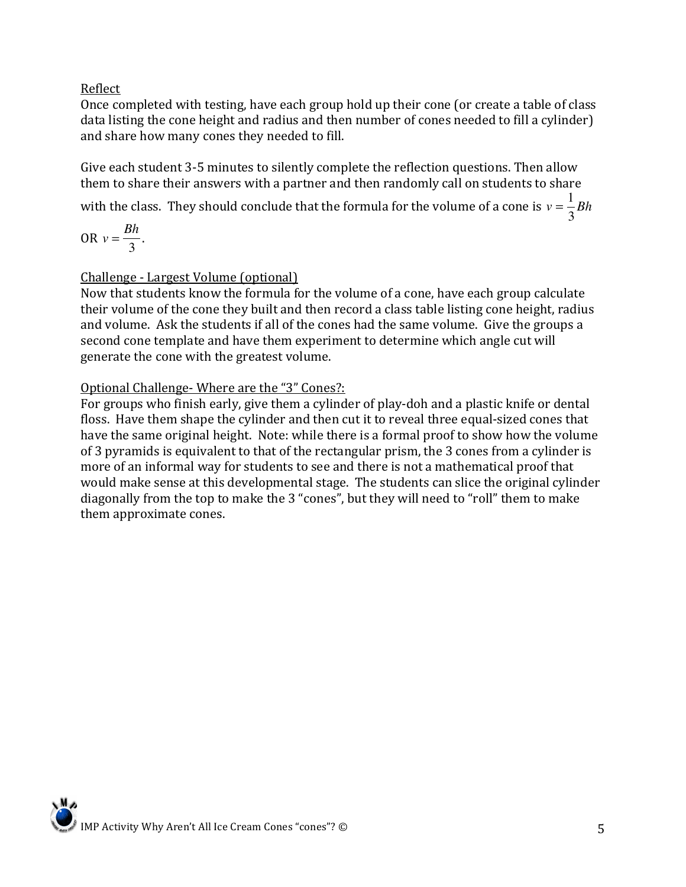Reflect

Once completed with testing, have each group hold up their cone (or create a table of class data listing the cone height and radius and then number of cones needed to fill a cylinder) and share how many cones they needed to fill.

Give each student 3-5 minutes to silently complete the reflection questions. Then allow them to share their answers with a partner and then randomly call on students to share with the class. They should conclude that the formula for the volume of a cone is $v = \frac{1}{3}Bh$ OR $v = \frac{Bh}{3}$.

Challenge - Largest Volume (optional)

Now that students know the formula for the volume of a cone, have each group calculate their volume of the cone they built and then record a class table listing cone height, radius and volume. Ask the students if all of the cones had the same volume. Give the groups a second cone template and have them experiment to determine which angle cut will generate the cone with the greatest volume.

Optional Challenge- Where are the "3" Cones?:

For groups who finish early, give them a cylinder of play-doh and a plastic knife or dental floss. Have them shape the cylinder and then cut it to reveal three equal-sized cones that have the same original height. Note: while there is a formal proof to show how the volume of 3 pyramids is equivalent to that of the rectangular prism, the 3 cones from a cylinder is more of an informal way for students to see and there is not a mathematical proof that would make sense at this developmental stage. The students can slice the original cylinder diagonally from the top to make the 3 "cones", but they will need to "roll" them to make them approximate cones.